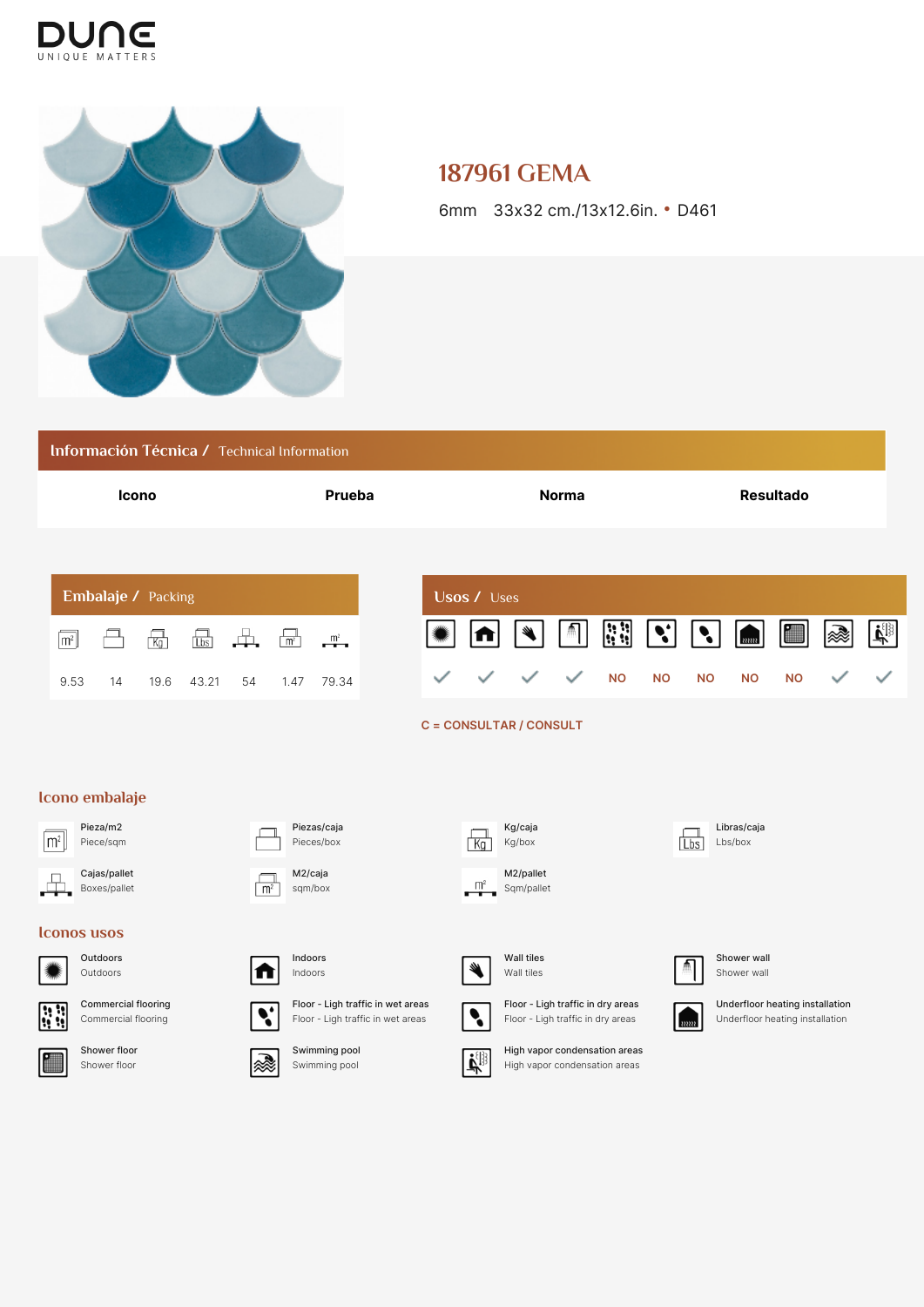DUNE
UNIQUE MATTERS

# 187961 GEMA

6mm 33x32 cm./13x12.6in. • D461

## Información Técnica / Technical Information

| Icono | Prueba | Norma | Resultado |
|---|---|---|---|

## Embalaje / Packing

| Pieza/m2 | Piezas/caja | Kg/caja | Libras/caja | Cajas/pallet | M2/caja | M2/pallet |
|---|---|---|---|---|---|---|
| 9.53 | 14 | 19.6 | 43.21 | 54 | 1.47 | 79.34 |

## Usos / Uses

| Outdoors | Indoors | Wall tiles | Shower wall | Commercial flooring | Floor - Ligh traffic in wet areas | Floor - Ligh traffic in dry areas | Underfloor heating installation | Shower floor | Swimming pool | High vapor condensation areas |
|---|---|---|---|---|---|---|---|---|---|---|
| ✓ | ✓ | ✓ | ✓ | NO | NO | NO | NO | NO | ✓ | ✓ |

C = CONSULTAR / CONSULT

## Icono embalaje

- Pieza/m2 — Piece/sqm
- Piezas/caja — Pieces/box
- Kg/caja — Kg/box
- Libras/caja — Lbs/box
- Cajas/pallet — Boxes/pallet
- M2/caja — sqm/box
- M2/pallet — Sqm/pallet

## Iconos usos

- Outdoors — Outdoors
- Indoors — Indoors
- Wall tiles — Wall tiles
- Shower wall — Shower wall
- Commercial flooring — Commercial flooring
- Floor - Ligh traffic in wet areas — Floor - Ligh traffic in wet areas
- Floor - Ligh traffic in dry areas — Floor - Ligh traffic in dry areas
- Underfloor heating installation — Underfloor heating installation
- Shower floor — Shower floor
- Swimming pool — Swimming pool
- High vapor condensation areas — High vapor condensation areas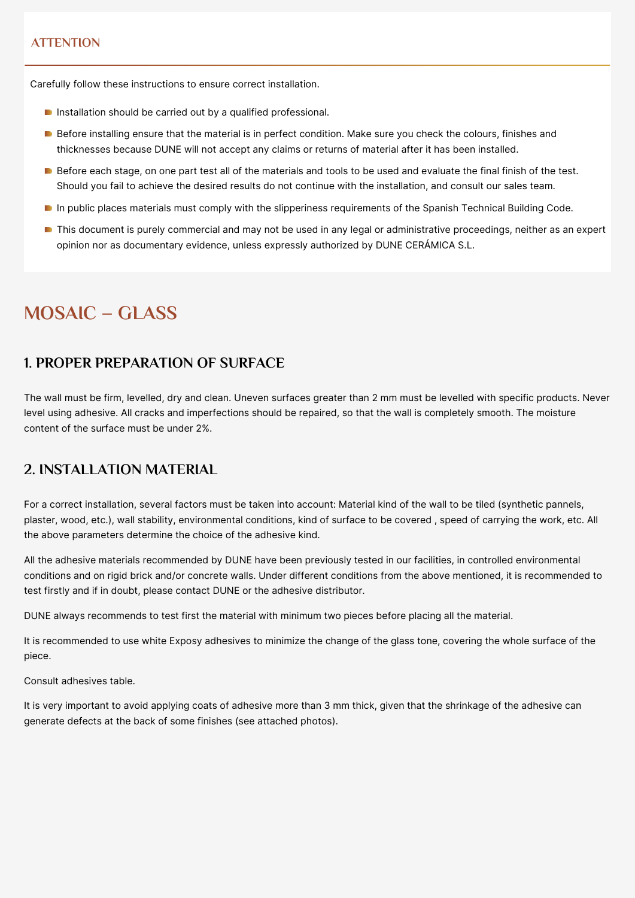### ATTENTION

Carefully follow these instructions to ensure correct installation.

- Installation should be carried out by a qualified professional.
- Before installing ensure that the material is in perfect condition. Make sure you check the colours, finishes and thicknesses because DUNE will not accept any claims or returns of material after it has been installed.
- Before each stage, on one part test all of the materials and tools to be used and evaluate the final finish of the test. Should you fail to achieve the desired results do not continue with the installation, and consult our sales team.
- In public places materials must comply with the slipperiness requirements of the Spanish Technical Building Code.
- This document is purely commercial and may not be used in any legal or administrative proceedings, neither as an expert opinion nor as documentary evidence, unless expressly authorized by DUNE CERÁMICA S.L.

# MOSAIC – GLASS

## 1. PROPER PREPARATION OF SURFACE

The wall must be firm, levelled, dry and clean. Uneven surfaces greater than 2 mm must be levelled with specific products. Never level using adhesive. All cracks and imperfections should be repaired, so that the wall is completely smooth. The moisture content of the surface must be under 2%.

## 2. INSTALLATION MATERIAL

For a correct installation, several factors must be taken into account: Material kind of the wall to be tiled (synthetic pannels, plaster, wood, etc.), wall stability, environmental conditions, kind of surface to be covered , speed of carrying the work, etc. All the above parameters determine the choice of the adhesive kind.

All the adhesive materials recommended by DUNE have been previously tested in our facilities, in controlled environmental conditions and on rigid brick and/or concrete walls. Under different conditions from the above mentioned, it is recommended to test firstly and if in doubt, please contact DUNE or the adhesive distributor.

DUNE always recommends to test first the material with minimum two pieces before placing all the material.

It is recommended to use white Exposy adhesives to minimize the change of the glass tone, covering the whole surface of the piece.

Consult adhesives table.

It is very important to avoid applying coats of adhesive more than 3 mm thick, given that the shrinkage of the adhesive can generate defects at the back of some finishes (see attached photos).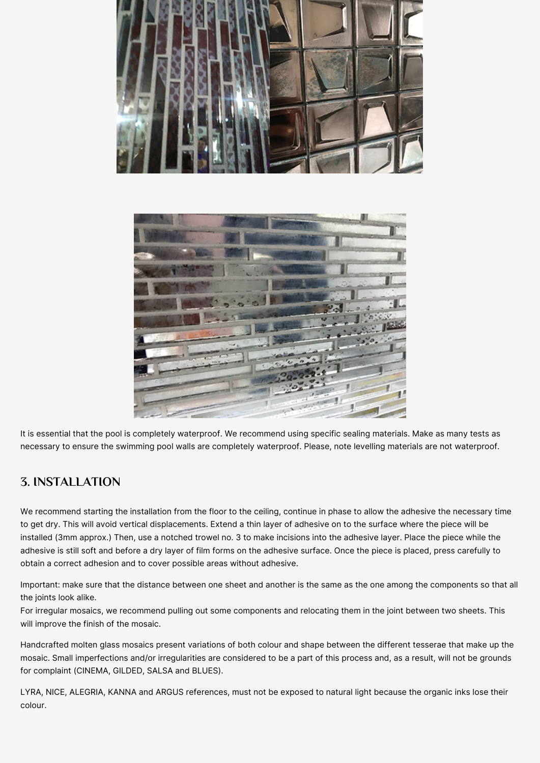It is essential that the pool is completely waterproof. We recommend using specific sealing materials. Make as many tests as necessary to ensure the swimming pool walls are completely waterproof. Please, note levelling materials are not waterproof.

## 3. INSTALLATION

We recommend starting the installation from the floor to the ceiling, continue in phase to allow the adhesive the necessary time to get dry. This will avoid vertical displacements. Extend a thin layer of adhesive on to the surface where the piece will be installed (3mm approx.) Then, use a notched trowel no. 3 to make incisions into the adhesive layer. Place the piece while the adhesive is still soft and before a dry layer of film forms on the adhesive surface. Once the piece is placed, press carefully to obtain a correct adhesion and to cover possible areas without adhesive.

Important: make sure that the distance between one sheet and another is the same as the one among the components so that all the joints look alike.
For irregular mosaics, we recommend pulling out some components and relocating them in the joint between two sheets. This will improve the finish of the mosaic.

Handcrafted molten glass mosaics present variations of both colour and shape between the different tesserae that make up the mosaic. Small imperfections and/or irregularities are considered to be a part of this process and, as a result, will not be grounds for complaint (CINEMA, GILDED, SALSA and BLUES).

LYRA, NICE, ALEGRIA, KANNA and ARGUS references, must not be exposed to natural light because the organic inks lose their colour.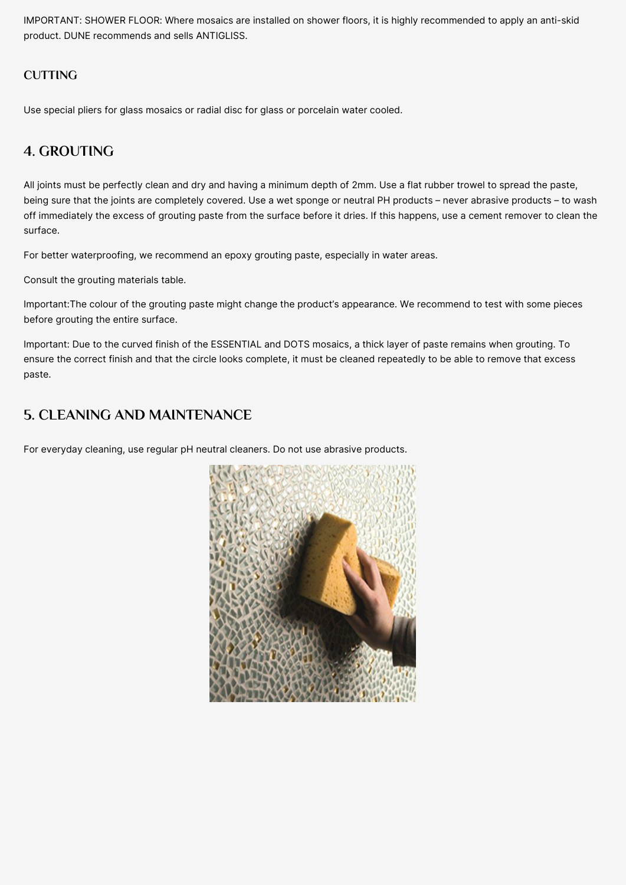IMPORTANT: SHOWER FLOOR: Where mosaics are installed on shower floors, it is highly recommended to apply an anti-skid product. DUNE recommends and sells ANTIGLISS.

### CUTTING

Use special pliers for glass mosaics or radial disc for glass or porcelain water cooled.

## 4. GROUTING

All joints must be perfectly clean and dry and having a minimum depth of 2mm. Use a flat rubber trowel to spread the paste, being sure that the joints are completely covered. Use a wet sponge or neutral PH products – never abrasive products – to wash off immediately the excess of grouting paste from the surface before it dries. If this happens, use a cement remover to clean the surface.

For better waterproofing, we recommend an epoxy grouting paste, especially in water areas.

Consult the grouting materials table.

Important:The colour of the grouting paste might change the product's appearance. We recommend to test with some pieces before grouting the entire surface.

Important: Due to the curved finish of the ESSENTIAL and DOTS mosaics, a thick layer of paste remains when grouting. To ensure the correct finish and that the circle looks complete, it must be cleaned repeatedly to be able to remove that excess paste.

## 5. CLEANING AND MAINTENANCE

For everyday cleaning, use regular pH neutral cleaners. Do not use abrasive products.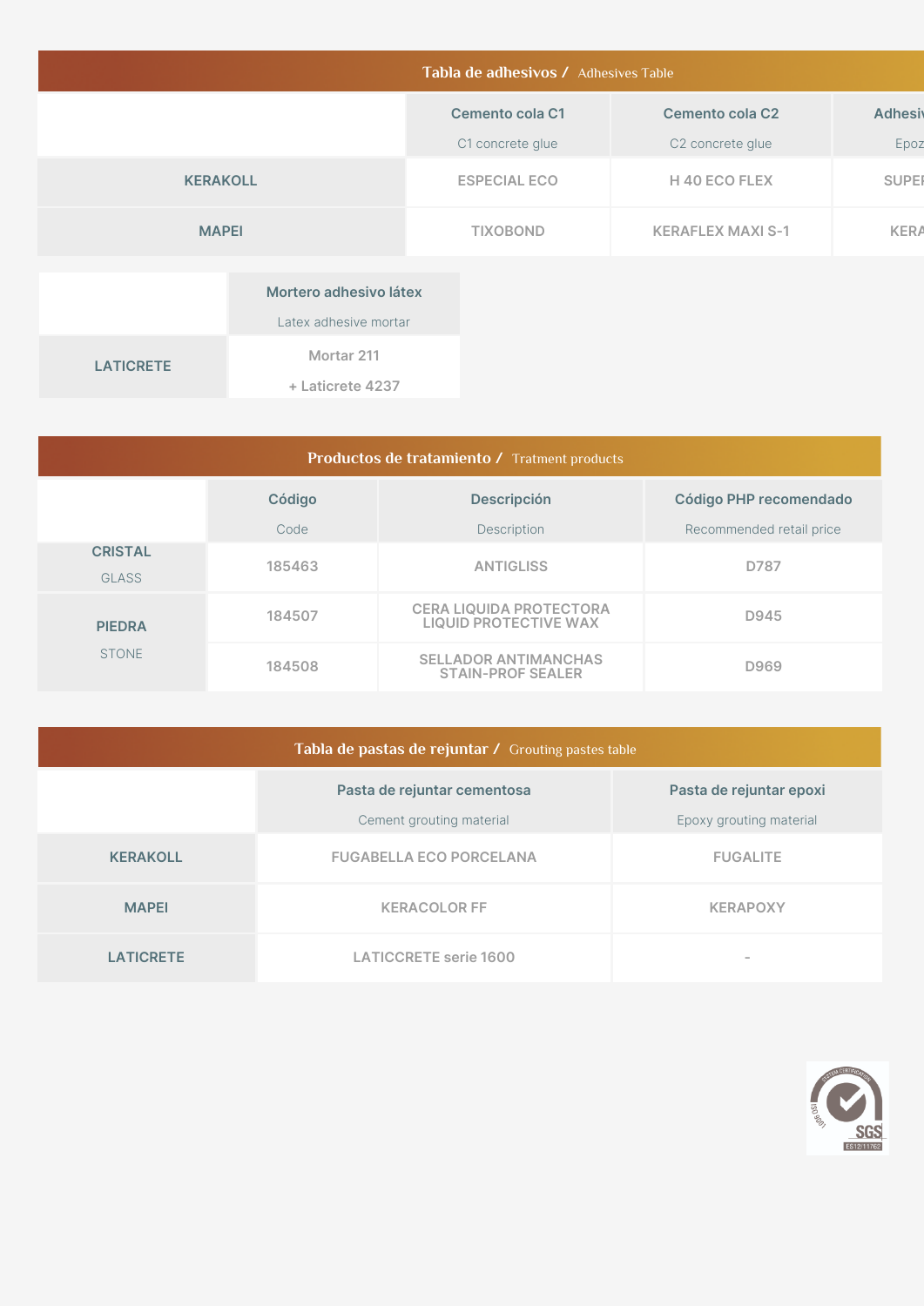## Tabla de adhesivos / Adhesives Table

| | Cemento cola C1<br>C1 concrete glue | Cemento cola C2<br>C2 concrete glue | Adhesi...<br>Epoz... |
|---|---|---|---|
| KERAKOLL | ESPECIAL ECO | H 40 ECO FLEX | SUPE... |
| MAPEI | TIXOBOND | KERAFLEX MAXI S-1 | KERA... |

| | Mortero adhesivo látex<br>Latex adhesive mortar |
|---|---|
| LATICRETE | Mortar 211<br>+ Laticrete 4237 |

## Productos de tratamiento / Tratment products

| | Código<br>Code | Descripción<br>Description | Código PHP recomendado<br>Recommended retail price |
|---|---|---|---|
| CRISTAL<br>GLASS | 185463 | ANTIGLISS | D787 |
| PIEDRA<br>STONE | 184507 | CERA LIQUIDA PROTECTORA<br>LIQUID PROTECTIVE WAX | D945 |
| | 184508 | SELLADOR ANTIMANCHAS<br>STAIN-PROF SEALER | D969 |

## Tabla de pastas de rejuntar / Grouting pastes table

| | Pasta de rejuntar cementosa<br>Cement grouting material | Pasta de rejuntar epoxi<br>Epoxy grouting material |
|---|---|---|
| KERAKOLL | FUGABELLA ECO PORCELANA | FUGALITE |
| MAPEI | KERACOLOR FF | KERAPOXY |
| LATICRETE | LATICCRETE serie 1600 | - |

SYSTEM CERTIFICATION ISO 9001 SGS ES12/11762